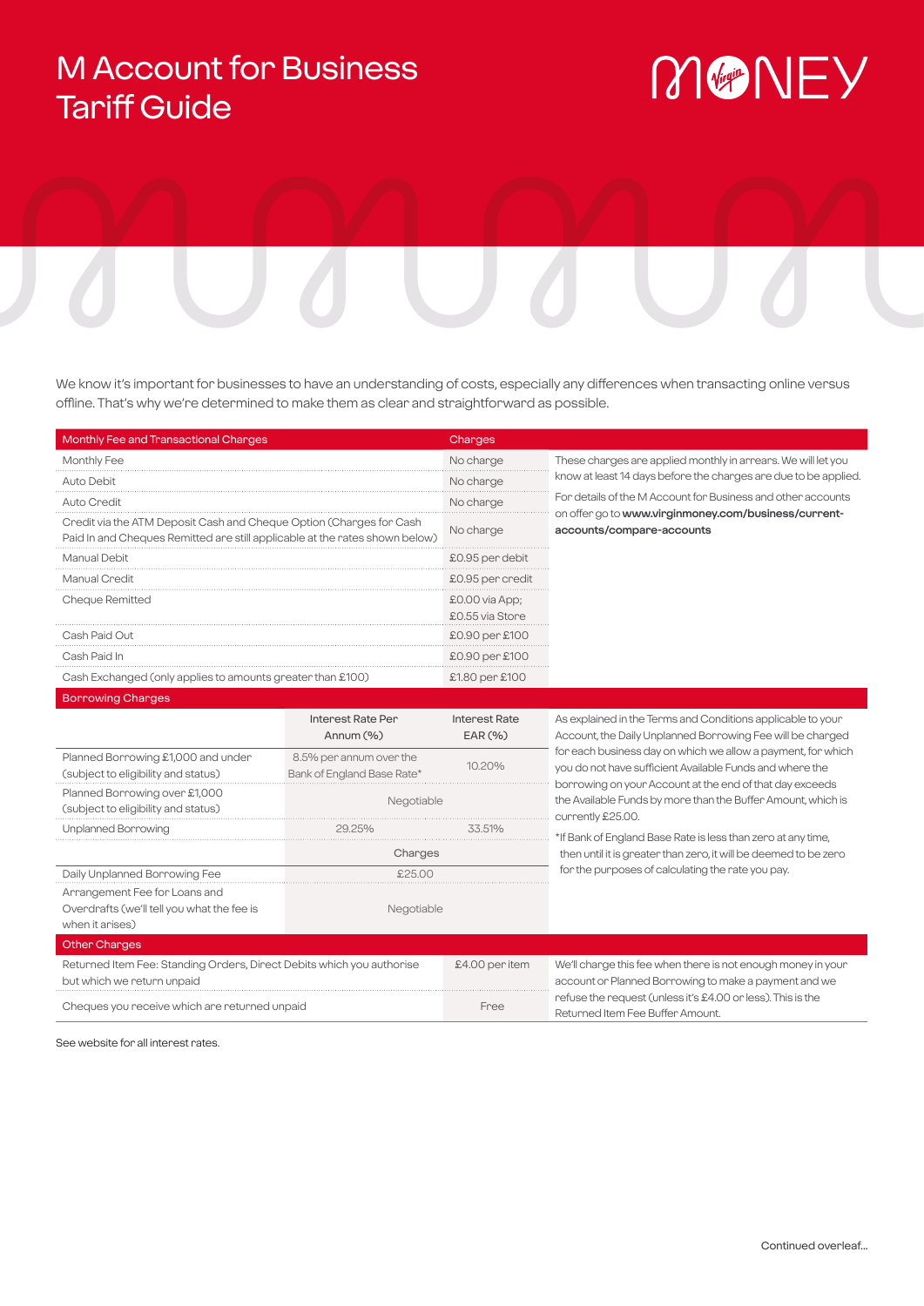# M Account for Business Tariff Guide

MONEY

We know it's important for businesses to have an understanding of costs, especially any differences when transacting online versus offline. That's why we're determined to make them as clear and straightforward as possible.

| Monthly Fee and Transactional Charges | Charges | |
|---|---|---|
| Monthly Fee | No charge | These charges are applied monthly in arrears. We will let you know at least 14 days before the charges are due to be applied. For details of the M Account for Business and other accounts on offer go to **www.virginmoney.com/business/current-accounts/compare-accounts** |
| Auto Debit | No charge | |
| Auto Credit | No charge | |
| Credit via the ATM Deposit Cash and Cheque Option (Charges for Cash Paid In and Cheques Remitted are still applicable at the rates shown below) | No charge | |
| Manual Debit | £0.95 per debit | |
| Manual Credit | £0.95 per credit | |
| Cheque Remitted | £0.00 via App; £0.55 via Store | |
| Cash Paid Out | £0.90 per £100 | |
| Cash Paid In | £0.90 per £100 | |
| Cash Exchanged (only applies to amounts greater than £100) | £1.80 per £100 | |

| Borrowing Charges | Interest Rate Per Annum (%) | Interest Rate EAR (%) | |
|---|---|---|---|
| Planned Borrowing £1,000 and under (subject to eligibility and status) | 8.5% per annum over the Bank of England Base Rate* | 10.20% | As explained in the Terms and Conditions applicable to your Account, the Daily Unplanned Borrowing Fee will be charged for each business day on which we allow a payment, for which you do not have sufficient Available Funds and where the borrowing on your Account at the end of that day exceeds the Available Funds by more than the Buffer Amount, which is currently £25.00. *If Bank of England Base Rate is less than zero at any time, then until it is greater than zero, it will be deemed to be zero for the purposes of calculating the rate you pay. |
| Planned Borrowing over £1,000 (subject to eligibility and status) | Negotiable | | |
| Unplanned Borrowing | 29.25% | 33.51% | |
| | Charges | | |
| Daily Unplanned Borrowing Fee | £25.00 | | |
| Arrangement Fee for Loans and Overdrafts (we'll tell you what the fee is when it arises) | Negotiable | | |

| Other Charges | | |
|---|---|---|
| Returned Item Fee: Standing Orders, Direct Debits which you authorise but which we return unpaid | £4.00 per item | We'll charge this fee when there is not enough money in your account or Planned Borrowing to make a payment and we refuse the request (unless it's £4.00 or less). This is the Returned Item Fee Buffer Amount. |
| Cheques you receive which are returned unpaid | Free | |

See website for all interest rates.

Continued overleaf...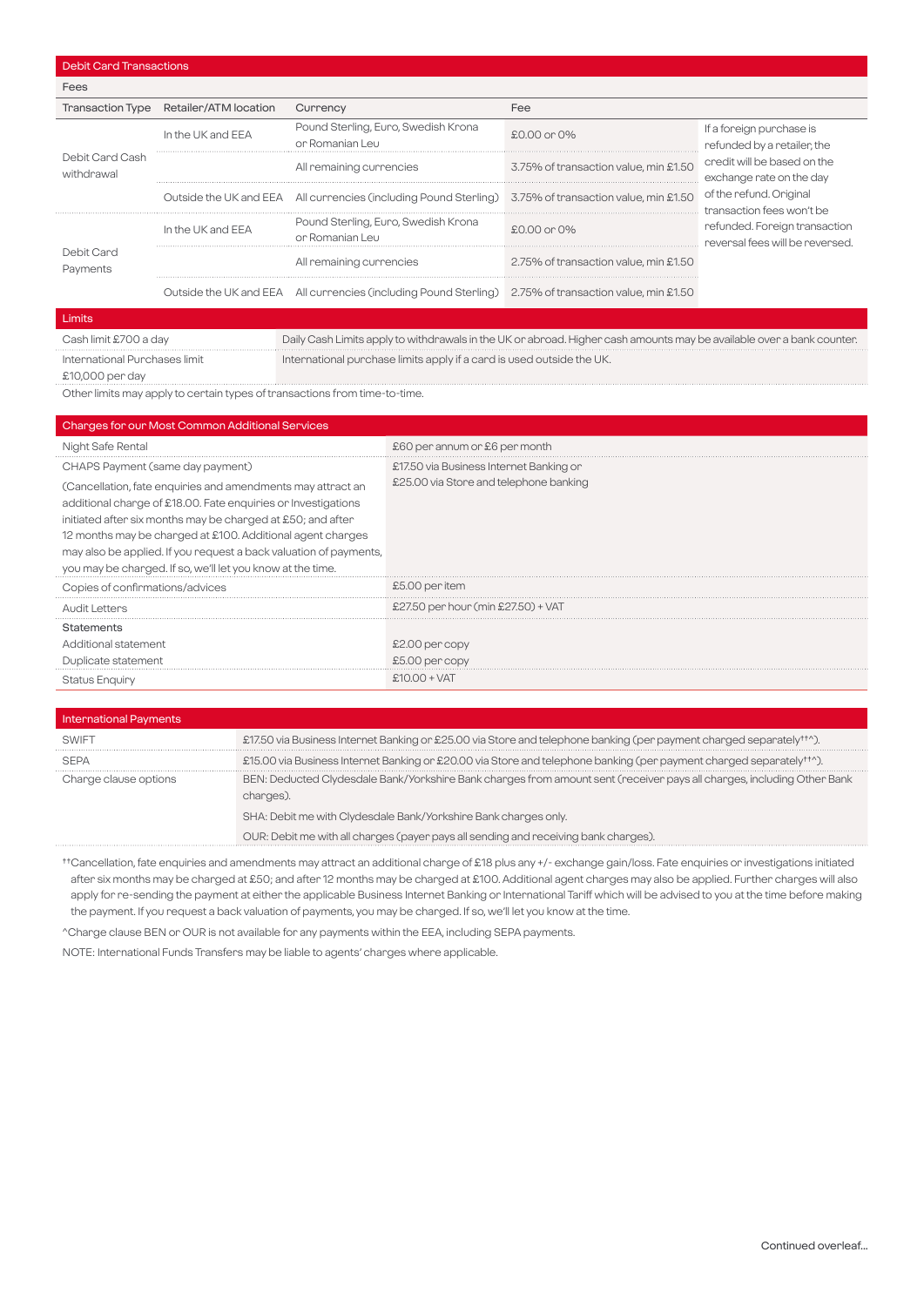## Debit Card Transactions

### Fees

| Transaction Type | Retailer/ATM location | Currency | Fee | |
|---|---|---|---|---|
| Debit Card Cash withdrawal | In the UK and EEA | Pound Sterling, Euro, Swedish Krona or Romanian Leu | £0.00 or 0% | If a foreign purchase is refunded by a retailer, the credit will be based on the exchange rate on the day of the refund. Original transaction fees won't be refunded. Foreign transaction reversal fees will be reversed. |
| | | All remaining currencies | 3.75% of transaction value, min £1.50 | |
| | Outside the UK and EEA | All currencies (including Pound Sterling) | 3.75% of transaction value, min £1.50 | |
| Debit Card Payments | In the UK and EEA | Pound Sterling, Euro, Swedish Krona or Romanian Leu | £0.00 or 0% | |
| | | All remaining currencies | 2.75% of transaction value, min £1.50 | |
| | Outside the UK and EEA | All currencies (including Pound Sterling) | 2.75% of transaction value, min £1.50 | |

### Limits

| | |
|---|---|
| Cash limit £700 a day | Daily Cash Limits apply to withdrawals in the UK or abroad. Higher cash amounts may be available over a bank counter. |
| International Purchases limit £10,000 per day | International purchase limits apply if a card is used outside the UK. |

Other limits may apply to certain types of transactions from time-to-time.

## Charges for our Most Common Additional Services

| | |
|---|---|
| Night Safe Rental | £60 per annum or £6 per month |
| CHAPS Payment (same day payment)<br>(Cancellation, fate enquiries and amendments may attract an additional charge of £18.00. Fate enquiries or Investigations initiated after six months may be charged at £50; and after 12 months may be charged at £100. Additional agent charges may also be applied. If you request a back valuation of payments, you may be charged. If so, we'll let you know at the time. | £17.50 via Business Internet Banking or £25.00 via Store and telephone banking |
| Copies of confirmations/advices | £5.00 per item |
| Audit Letters | £27.50 per hour (min £27.50) + VAT |
| **Statements** | |
| Additional statement | £2.00 per copy |
| Duplicate statement | £5.00 per copy |
| Status Enquiry | £10.00 + VAT |

## International Payments

| | |
|---|---|
| SWIFT | £17.50 via Business Internet Banking or £25.00 via Store and telephone banking (per payment charged separately††^). |
| SEPA | £15.00 via Business Internet Banking or £20.00 via Store and telephone banking (per payment charged separately††^). |
| Charge clause options | BEN: Deducted Clydesdale Bank/Yorkshire Bank charges from amount sent (receiver pays all charges, including Other Bank charges).<br>SHA: Debit me with Clydesdale Bank/Yorkshire Bank charges only.<br>OUR: Debit me with all charges (payer pays all sending and receiving bank charges). |

††Cancellation, fate enquiries and amendments may attract an additional charge of £18 plus any +/- exchange gain/loss. Fate enquiries or investigations initiated after six months may be charged at £50; and after 12 months may be charged at £100. Additional agent charges may also be applied. Further charges will also apply for re-sending the payment at either the applicable Business Internet Banking or International Tariff which will be advised to you at the time before making the payment. If you request a back valuation of payments, you may be charged. If so, we'll let you know at the time.

^Charge clause BEN or OUR is not available for any payments within the EEA, including SEPA payments.

NOTE: International Funds Transfers may be liable to agents' charges where applicable.

Continued overleaf...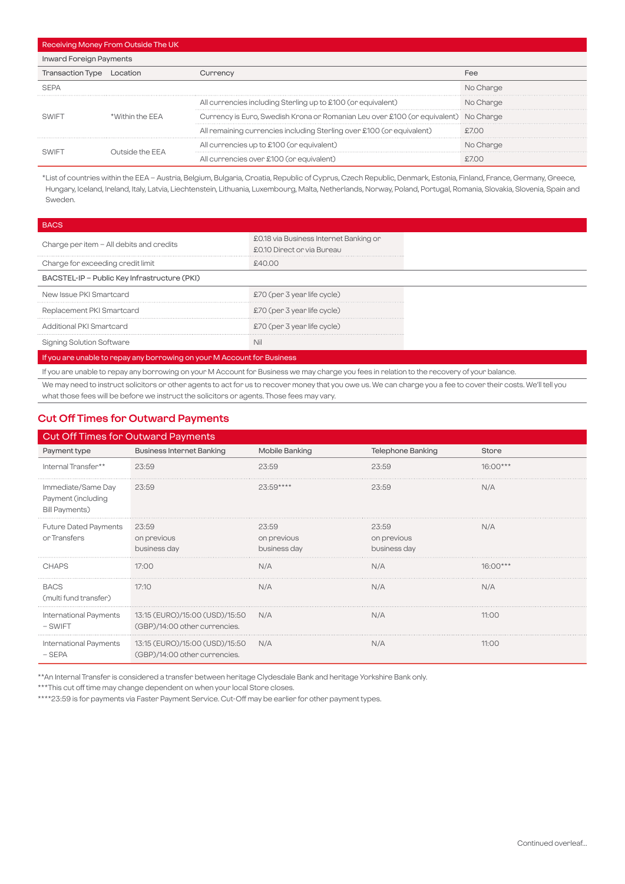| Receiving Money From Outside The UK | | | |
|---|---|---|---|
| Inward Foreign Payments | | | |
| Transaction Type | Location | Currency | Fee |
| SEPA | | | No Charge |
| SWIFT | *Within the EEA | All currencies including Sterling up to £100 (or equivalent) | No Charge |
| | | Currency is Euro, Swedish Krona or Romanian Leu over £100 (or equivalent) | No Charge |
| | | All remaining currencies including Sterling over £100 (or equivalent) | £7.00 |
| SWIFT | Outside the EEA | All currencies up to £100 (or equivalent) | No Charge |
| | | All currencies over £100 (or equivalent) | £7.00 |

*List of countries within the EEA – Austria, Belgium, Bulgaria, Croatia, Republic of Cyprus, Czech Republic, Denmark, Estonia, Finland, France, Germany, Greece, Hungary, Iceland, Ireland, Italy, Latvia, Liechtenstein, Lithuania, Luxembourg, Malta, Netherlands, Norway, Poland, Portugal, Romania, Slovakia, Slovenia, Spain and Sweden.

| BACS | |
|---|---|
| Charge per item – All debits and credits | £0.18 via Business Internet Banking or £0.10 Direct or via Bureau |
| Charge for exceeding credit limit | £40.00 |
| BACSTEL-IP – Public Key Infrastructure (PKI) | |
| New Issue PKI Smartcard | £70 (per 3 year life cycle) |
| Replacement PKI Smartcard | £70 (per 3 year life cycle) |
| Additional PKI Smartcard | £70 (per 3 year life cycle) |
| Signing Solution Software | Nil |

**If you are unable to repay any borrowing on your M Account for Business**

If you are unable to repay any borrowing on your M Account for Business we may charge you fees in relation to the recovery of your balance.

We may need to instruct solicitors or other agents to act for us to recover money that you owe us. We can charge you a fee to cover their costs. We'll tell you what those fees will be before we instruct the solicitors or agents. Those fees may vary.

## Cut Off Times for Outward Payments

| Payment type | Business Internet Banking | Mobile Banking | Telephone Banking | Store |
|---|---|---|---|---|
| Internal Transfer** | 23:59 | 23:59 | 23:59 | 16:00*** |
| Immediate/Same Day Payment (including Bill Payments) | 23:59 | 23:59**** | 23:59 | N/A |
| Future Dated Payments or Transfers | 23:59 on previous business day | 23:59 on previous business day | 23:59 on previous business day | N/A |
| CHAPS | 17:00 | N/A | N/A | 16:00*** |
| BACS (multi fund transfer) | 17:10 | N/A | N/A | N/A |
| International Payments – SWIFT | 13:15 (EURO)/15:00 (USD)/15:50 (GBP)/14:00 other currencies. | N/A | N/A | 11:00 |
| International Payments – SEPA | 13:15 (EURO)/15:00 (USD)/15:50 (GBP)/14:00 other currencies. | N/A | N/A | 11:00 |

**An Internal Transfer is considered a transfer between heritage Clydesdale Bank and heritage Yorkshire Bank only.

***This cut off time may change dependent on when your local Store closes.

****23:59 is for payments via Faster Payment Service. Cut-Off may be earlier for other payment types.

Continued overleaf...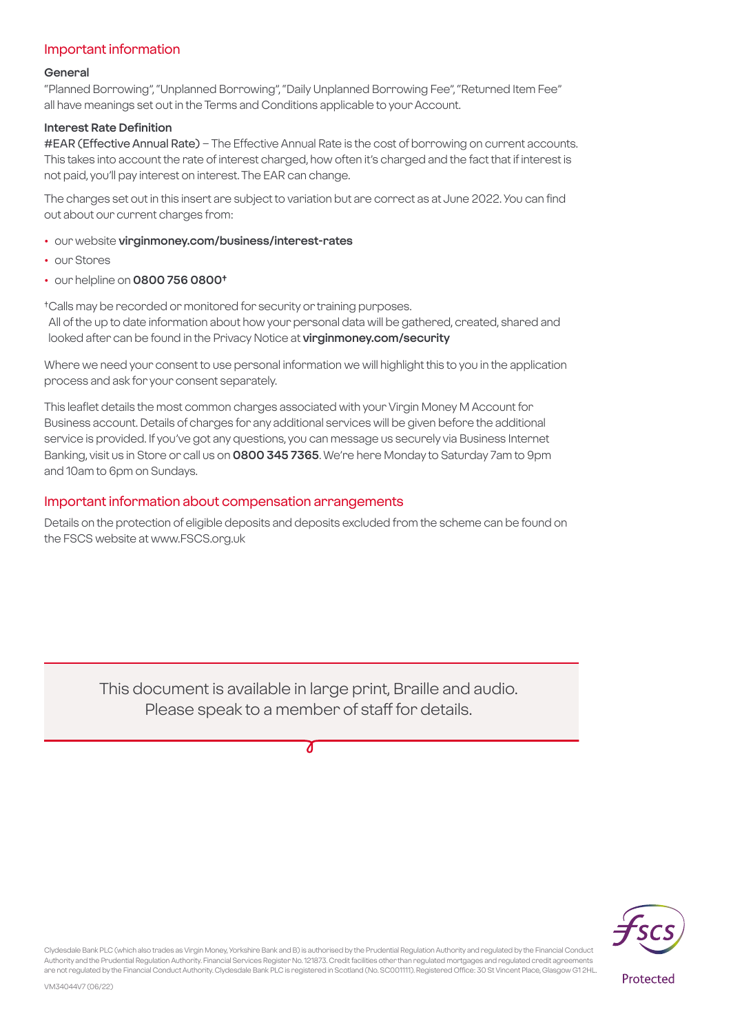## Important information

### General

"Planned Borrowing", "Unplanned Borrowing", "Daily Unplanned Borrowing Fee", "Returned Item Fee" all have meanings set out in the Terms and Conditions applicable to your Account.

### Interest Rate Definition

#EAR (Effective Annual Rate) – The Effective Annual Rate is the cost of borrowing on current accounts. This takes into account the rate of interest charged, how often it's charged and the fact that if interest is not paid, you'll pay interest on interest. The EAR can change.

The charges set out in this insert are subject to variation but are correct as at June 2022. You can find out about our current charges from:

- our website **virginmoney.com/business/interest-rates**
- our Stores
- our helpline on **0800 756 0800†**

†Calls may be recorded or monitored for security or training purposes.
All of the up to date information about how your personal data will be gathered, created, shared and looked after can be found in the Privacy Notice at **virginmoney.com/security**

Where we need your consent to use personal information we will highlight this to you in the application process and ask for your consent separately.

This leaflet details the most common charges associated with your Virgin Money M Account for Business account. Details of charges for any additional services will be given before the additional service is provided. If you've got any questions, you can message us securely via Business Internet Banking, visit us in Store or call us on **0800 345 7365**. We're here Monday to Saturday 7am to 9pm and 10am to 6pm on Sundays.

## Important information about compensation arrangements

Details on the protection of eligible deposits and deposits excluded from the scheme can be found on the FSCS website at www.FSCS.org.uk

This document is available in large print, Braille and audio.
Please speak to a member of staff for details.

Clydesdale Bank PLC (which also trades as Virgin Money, Yorkshire Bank and B) is authorised by the Prudential Regulation Authority and regulated by the Financial Conduct Authority and the Prudential Regulation Authority. Financial Services Register No. 121873. Credit facilities other than regulated mortgages and regulated credit agreements are not regulated by the Financial Conduct Authority. Clydesdale Bank PLC is registered in Scotland (No. SC001111). Registered Office: 30 St Vincent Place, Glasgow G1 2HL.

FSCS Protected

VM34044V7 (06/22)